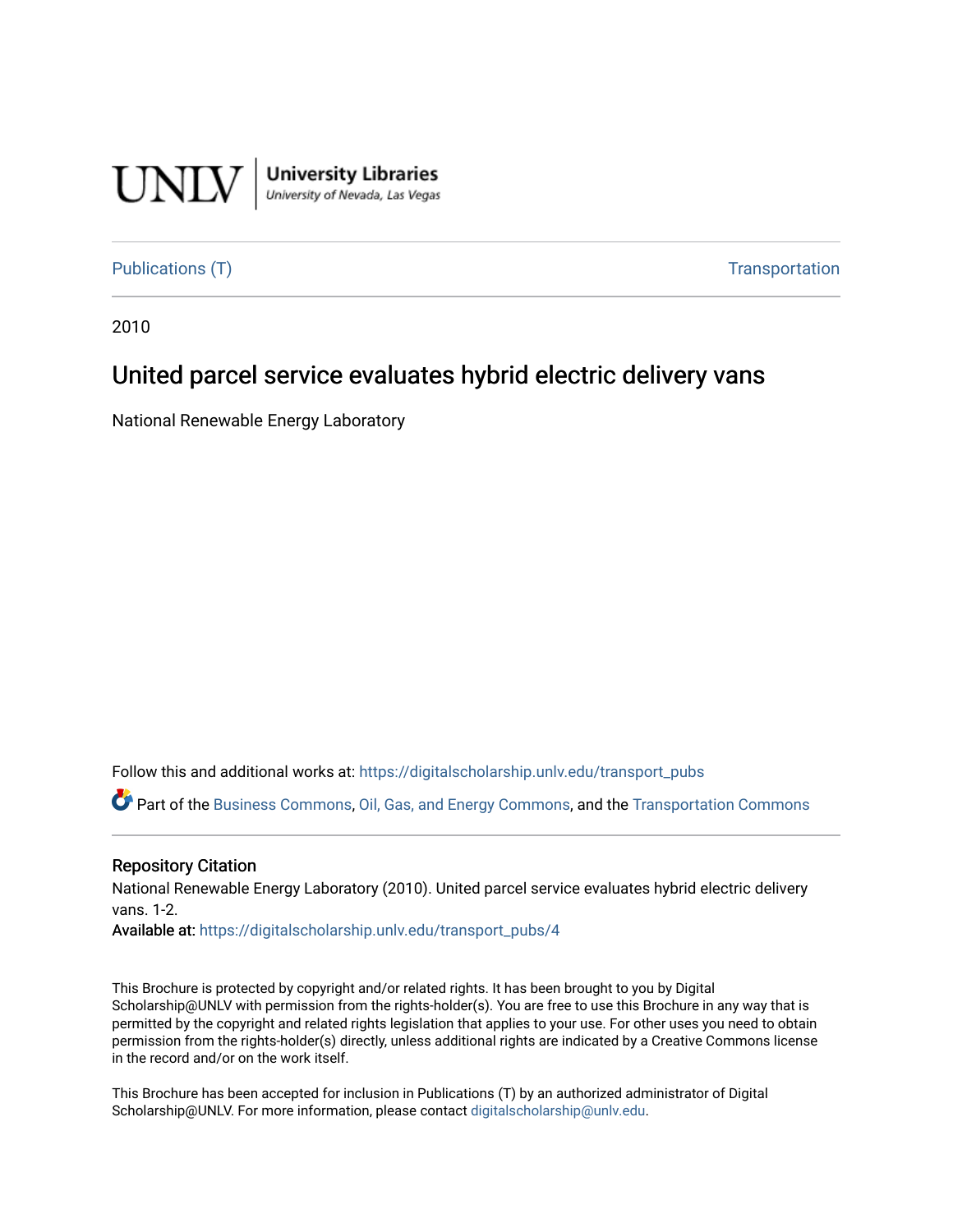UNLV | University Libraries
University of Nevada, Las Vegas

Publications (T) | Transportation

2010

# United parcel service evaluates hybrid electric delivery vans

National Renewable Energy Laboratory

Follow this and additional works at: https://digitalscholarship.unlv.edu/transport_pubs

Part of the Business Commons, Oil, Gas, and Energy Commons, and the Transportation Commons

## Repository Citation

National Renewable Energy Laboratory (2010). United parcel service evaluates hybrid electric delivery vans. 1-2.

**Available at:** https://digitalscholarship.unlv.edu/transport_pubs/4

This Brochure is protected by copyright and/or related rights. It has been brought to you by Digital Scholarship@UNLV with permission from the rights-holder(s). You are free to use this Brochure in any way that is permitted by the copyright and related rights legislation that applies to your use. For other uses you need to obtain permission from the rights-holder(s) directly, unless additional rights are indicated by a Creative Commons license in the record and/or on the work itself.

This Brochure has been accepted for inclusion in Publications (T) by an authorized administrator of Digital Scholarship@UNLV. For more information, please contact digitalscholarship@unlv.edu.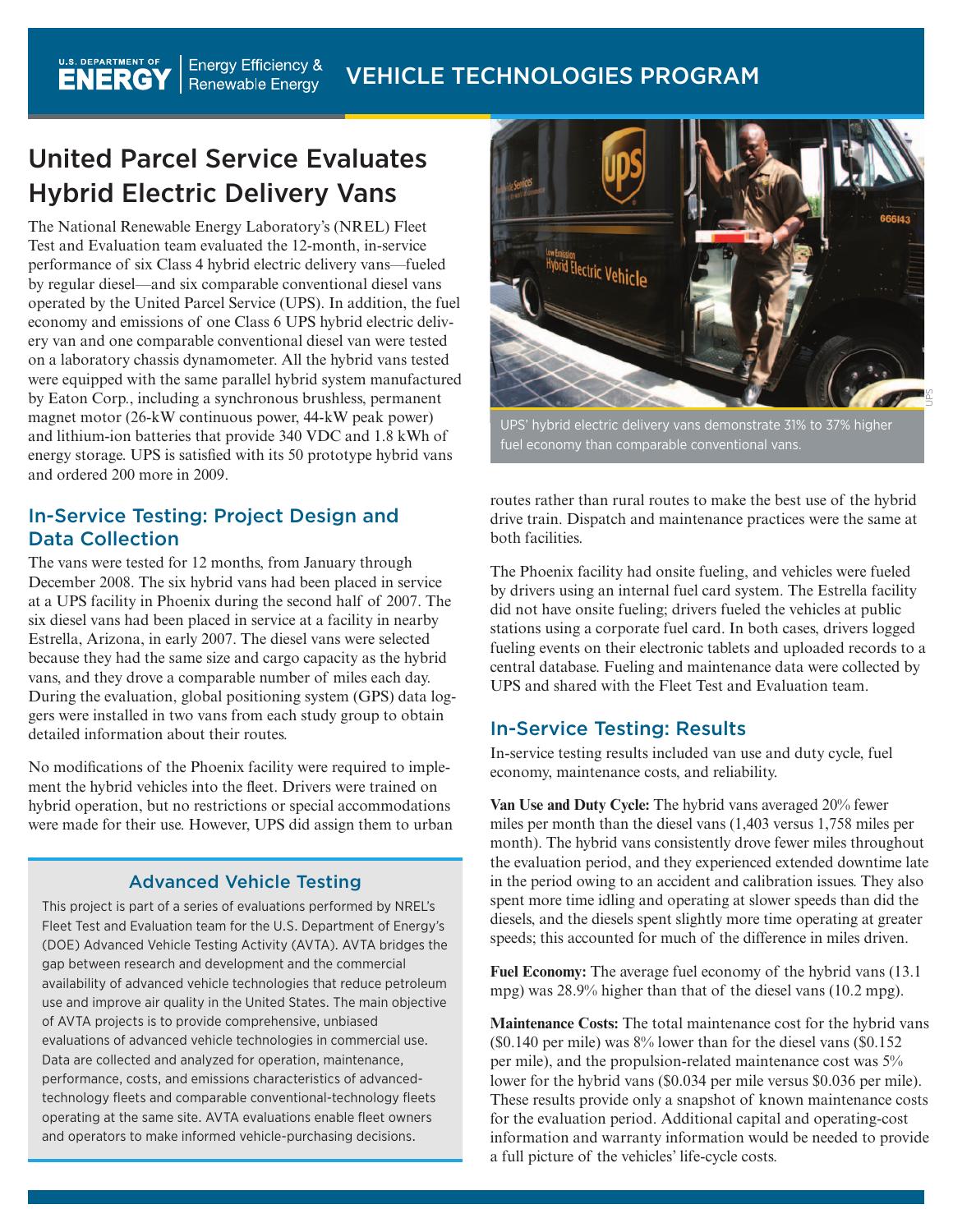# United Parcel Service Evaluates Hybrid Electric Delivery Vans

The National Renewable Energy Laboratory's (NREL) Fleet Test and Evaluation team evaluated the 12-month, in-service performance of six Class 4 hybrid electric delivery vans—fueled by regular diesel—and six comparable conventional diesel vans operated by the United Parcel Service (UPS). In addition, the fuel economy and emissions of one Class 6 UPS hybrid electric delivery van and one comparable conventional diesel van were tested on a laboratory chassis dynamometer. All the hybrid vans tested were equipped with the same parallel hybrid system manufactured by Eaton Corp., including a synchronous brushless, permanent magnet motor (26-kW continuous power, 44-kW peak power) and lithium-ion batteries that provide 340 VDC and 1.8 kWh of energy storage. UPS is satisfied with its 50 prototype hybrid vans and ordered 200 more in 2009.

## In-Service Testing: Project Design and Data Collection

The vans were tested for 12 months, from January through December 2008. The six hybrid vans had been placed in service at a UPS facility in Phoenix during the second half of 2007. The six diesel vans had been placed in service at a facility in nearby Estrella, Arizona, in early 2007. The diesel vans were selected because they had the same size and cargo capacity as the hybrid vans, and they drove a comparable number of miles each day. During the evaluation, global positioning system (GPS) data loggers were installed in two vans from each study group to obtain detailed information about their routes.

No modifications of the Phoenix facility were required to implement the hybrid vehicles into the fleet. Drivers were trained on hybrid operation, but no restrictions or special accommodations were made for their use. However, UPS did assign them to urban routes rather than rural routes to make the best use of the hybrid drive train. Dispatch and maintenance practices were the same at both facilities.

The Phoenix facility had onsite fueling, and vehicles were fueled by drivers using an internal fuel card system. The Estrella facility did not have onsite fueling; drivers fueled the vehicles at public stations using a corporate fuel card. In both cases, drivers logged fueling events on their electronic tablets and uploaded records to a central database. Fueling and maintenance data were collected by UPS and shared with the Fleet Test and Evaluation team.

### Advanced Vehicle Testing

This project is part of a series of evaluations performed by NREL's Fleet Test and Evaluation team for the U.S. Department of Energy's (DOE) Advanced Vehicle Testing Activity (AVTA). AVTA bridges the gap between research and development and the commercial availability of advanced vehicle technologies that reduce petroleum use and improve air quality in the United States. The main objective of AVTA projects is to provide comprehensive, unbiased evaluations of advanced vehicle technologies in commercial use. Data are collected and analyzed for operation, maintenance, performance, costs, and emissions characteristics of advanced-technology fleets and comparable conventional-technology fleets operating at the same site. AVTA evaluations enable fleet owners and operators to make informed vehicle-purchasing decisions.

UPS' hybrid electric delivery vans demonstrate 31% to 37% higher fuel economy than comparable conventional vans.

## In-Service Testing: Results

In-service testing results included van use and duty cycle, fuel economy, maintenance costs, and reliability.

**Van Use and Duty Cycle:** The hybrid vans averaged 20% fewer miles per month than the diesel vans (1,403 versus 1,758 miles per month). The hybrid vans consistently drove fewer miles throughout the evaluation period, and they experienced extended downtime late in the period owing to an accident and calibration issues. They also spent more time idling and operating at slower speeds than did the diesels, and the diesels spent slightly more time operating at greater speeds; this accounted for much of the difference in miles driven.

**Fuel Economy:** The average fuel economy of the hybrid vans (13.1 mpg) was 28.9% higher than that of the diesel vans (10.2 mpg).

**Maintenance Costs:** The total maintenance cost for the hybrid vans ($0.140 per mile) was 8% lower than for the diesel vans ($0.152 per mile), and the propulsion-related maintenance cost was 5% lower for the hybrid vans ($0.034 per mile versus $0.036 per mile). These results provide only a snapshot of known maintenance costs for the evaluation period. Additional capital and operating-cost information and warranty information would be needed to provide a full picture of the vehicles' life-cycle costs.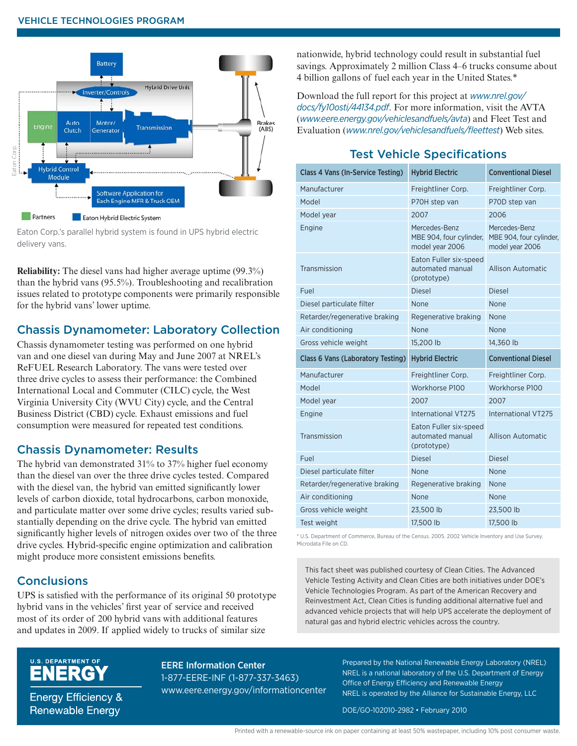Battery

Inverter/Controls

Hybrid Drive Unit

Engine

Auto Clutch

Motor/ Generator

Transmission

Brakes (ABS)

Hybrid Control Module

Software Application for Each Engine MFR & Truck OEM

Partners

Eaton Hybrid Electric System

Eaton Corp.

Eaton Corp.'s parallel hybrid system is found in UPS hybrid electric delivery vans.

**Reliability:** The diesel vans had higher average uptime (99.3%) than the hybrid vans (95.5%). Troubleshooting and recalibration issues related to prototype components were primarily responsible for the hybrid vans' lower uptime.

## Chassis Dynamometer: Laboratory Collection

Chassis dynamometer testing was performed on one hybrid van and one diesel van during May and June 2007 at NREL's ReFUEL Research Laboratory. The vans were tested over three drive cycles to assess their performance: the Combined International Local and Commuter (CILC) cycle, the West Virginia University City (WVU City) cycle, and the Central Business District (CBD) cycle. Exhaust emissions and fuel consumption were measured for repeated test conditions.

## Chassis Dynamometer: Results

The hybrid van demonstrated 31% to 37% higher fuel economy than the diesel van over the three drive cycles tested. Compared with the diesel van, the hybrid van emitted significantly lower levels of carbon dioxide, total hydrocarbons, carbon monoxide, and particulate matter over some drive cycles; results varied substantially depending on the drive cycle. The hybrid van emitted significantly higher levels of nitrogen oxides over two of the three drive cycles. Hybrid-specific engine optimization and calibration might produce more consistent emissions benefits.

## Conclusions

UPS is satisfied with the performance of its original 50 prototype hybrid vans in the vehicles' first year of service and received most of its order of 200 hybrid vans with additional features and updates in 2009. If applied widely to trucks of similar size nationwide, hybrid technology could result in substantial fuel savings. Approximately 2 million Class 4–6 trucks consume about 4 billion gallons of fuel each year in the United States.*

Download the full report for this project at www.nrel.gov/docs/fy10osti/44134.pdf. For more information, visit the AVTA (www.eere.energy.gov/vehiclesandfuels/avta) and Fleet Test and Evaluation (www.nrel.gov/vehiclesandfuels/fleettest) Web sites.

## Test Vehicle Specifications

| Class 4 Vans (In-Service Testing) | Hybrid Electric | Conventional Diesel |
|---|---|---|
| Manufacturer | Freightliner Corp. | Freightliner Corp. |
| Model | P70H step van | P70D step van |
| Model year | 2007 | 2006 |
| Engine | Mercedes-Benz MBE 904, four cylinder, model year 2006 | Mercedes-Benz MBE 904, four cylinder, model year 2006 |
| Transmission | Eaton Fuller six-speed automated manual (prototype) | Allison Automatic |
| Fuel | Diesel | Diesel |
| Diesel particulate filter | None | None |
| Retarder/regenerative braking | Regenerative braking | None |
| Air conditioning | None | None |
| Gross vehicle weight | 15,200 lb | 14,360 lb |
| **Class 6 Vans (Laboratory Testing)** | **Hybrid Electric** | **Conventional Diesel** |
| Manufacturer | Freightliner Corp. | Freightliner Corp. |
| Model | Workhorse P100 | Workhorse P100 |
| Model year | 2007 | 2007 |
| Engine | International VT275 | International VT275 |
| Transmission | Eaton Fuller six-speed automated manual (prototype) | Allison Automatic |
| Fuel | Diesel | Diesel |
| Diesel particulate filter | None | None |
| Retarder/regenerative braking | Regenerative braking | None |
| Air conditioning | None | None |
| Gross vehicle weight | 23,500 lb | 23,500 lb |
| Test weight | 17,500 lb | 17,500 lb |

* U.S. Department of Commerce, Bureau of the Census. 2005. 2002 Vehicle Inventory and Use Survey. Microdata File on CD.

This fact sheet was published courtesy of Clean Cities. The Advanced Vehicle Testing Activity and Clean Cities are both initiatives under DOE's Vehicle Technologies Program. As part of the American Recovery and Reinvestment Act, Clean Cities is funding additional alternative fuel and advanced vehicle projects that will help UPS accelerate the deployment of natural gas and hybrid electric vehicles across the country.

U.S. DEPARTMENT OF ENERGY

Energy Efficiency & Renewable Energy

**EERE Information Center**
1-877-EERE-INF (1-877-337-3463)
www.eere.energy.gov/informationcenter

Prepared by the National Renewable Energy Laboratory (NREL)
NREL is a national laboratory of the U.S. Department of Energy Office of Energy Efficiency and Renewable Energy
NREL is operated by the Alliance for Sustainable Energy, LLC

DOE/GO-102010-2982 • February 2010

Printed with a renewable-source ink on paper containing at least 50% wastepaper, including 10% post consumer waste.